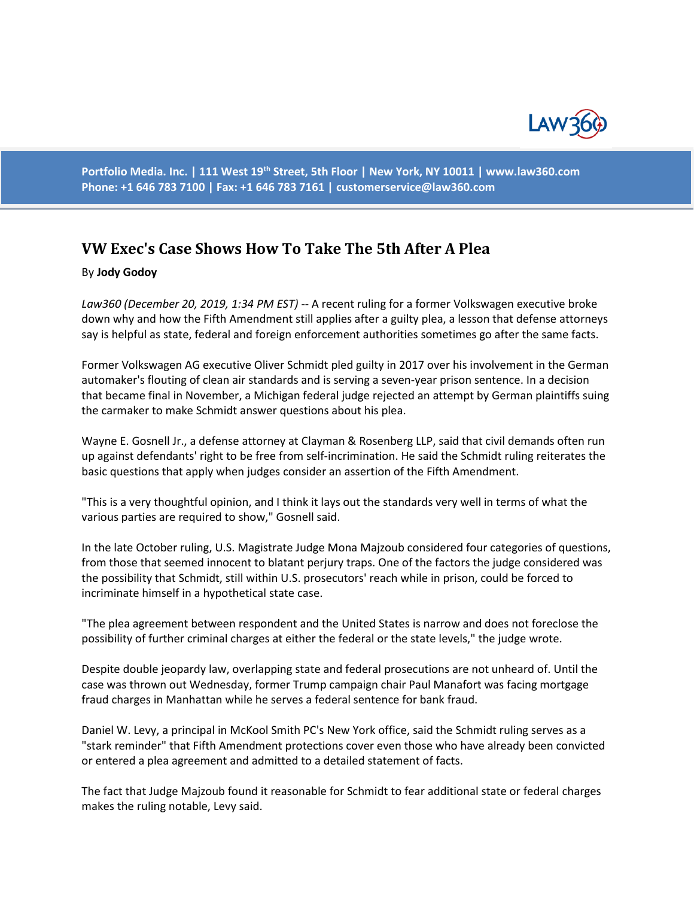Portfolio Media. Inc. | 111 West 19th Street, 5th Floor | New York, NY 10011 | www.law360.com
Phone: +1 646 783 7100 | Fax: +1 646 783 7161 | customerservice@law360.com

# VW Exec's Case Shows How To Take The 5th After A Plea

By **Jody Godoy**

*Law360 (December 20, 2019, 1:34 PM EST)* -- A recent ruling for a former Volkswagen executive broke down why and how the Fifth Amendment still applies after a guilty plea, a lesson that defense attorneys say is helpful as state, federal and foreign enforcement authorities sometimes go after the same facts.

Former Volkswagen AG executive Oliver Schmidt pled guilty in 2017 over his involvement in the German automaker's flouting of clean air standards and is serving a seven-year prison sentence. In a decision that became final in November, a Michigan federal judge rejected an attempt by German plaintiffs suing the carmaker to make Schmidt answer questions about his plea.

Wayne E. Gosnell Jr., a defense attorney at Clayman & Rosenberg LLP, said that civil demands often run up against defendants' right to be free from self-incrimination. He said the Schmidt ruling reiterates the basic questions that apply when judges consider an assertion of the Fifth Amendment.

"This is a very thoughtful opinion, and I think it lays out the standards very well in terms of what the various parties are required to show," Gosnell said.

In the late October ruling, U.S. Magistrate Judge Mona Majzoub considered four categories of questions, from those that seemed innocent to blatant perjury traps. One of the factors the judge considered was the possibility that Schmidt, still within U.S. prosecutors' reach while in prison, could be forced to incriminate himself in a hypothetical state case.

"The plea agreement between respondent and the United States is narrow and does not foreclose the possibility of further criminal charges at either the federal or the state levels," the judge wrote.

Despite double jeopardy law, overlapping state and federal prosecutions are not unheard of. Until the case was thrown out Wednesday, former Trump campaign chair Paul Manafort was facing mortgage fraud charges in Manhattan while he serves a federal sentence for bank fraud.

Daniel W. Levy, a principal in McKool Smith PC's New York office, said the Schmidt ruling serves as a "stark reminder" that Fifth Amendment protections cover even those who have already been convicted or entered a plea agreement and admitted to a detailed statement of facts.

The fact that Judge Majzoub found it reasonable for Schmidt to fear additional state or federal charges makes the ruling notable, Levy said.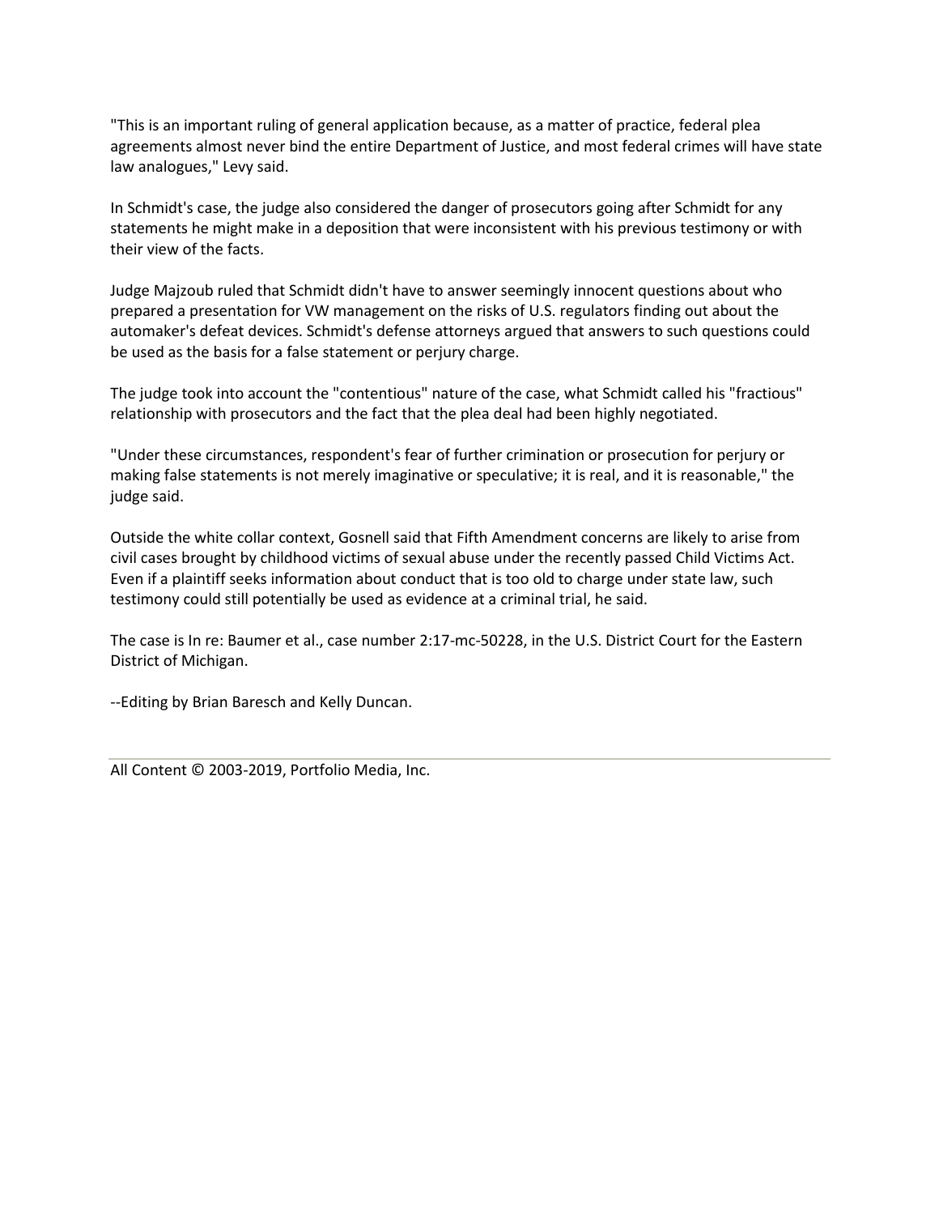"This is an important ruling of general application because, as a matter of practice, federal plea agreements almost never bind the entire Department of Justice, and most federal crimes will have state law analogues," Levy said.

In Schmidt's case, the judge also considered the danger of prosecutors going after Schmidt for any statements he might make in a deposition that were inconsistent with his previous testimony or with their view of the facts.

Judge Majzoub ruled that Schmidt didn't have to answer seemingly innocent questions about who prepared a presentation for VW management on the risks of U.S. regulators finding out about the automaker's defeat devices. Schmidt's defense attorneys argued that answers to such questions could be used as the basis for a false statement or perjury charge.

The judge took into account the "contentious" nature of the case, what Schmidt called his "fractious" relationship with prosecutors and the fact that the plea deal had been highly negotiated.

"Under these circumstances, respondent's fear of further crimination or prosecution for perjury or making false statements is not merely imaginative or speculative; it is real, and it is reasonable," the judge said.

Outside the white collar context, Gosnell said that Fifth Amendment concerns are likely to arise from civil cases brought by childhood victims of sexual abuse under the recently passed Child Victims Act. Even if a plaintiff seeks information about conduct that is too old to charge under state law, such testimony could still potentially be used as evidence at a criminal trial, he said.

The case is In re: Baumer et al., case number 2:17-mc-50228, in the U.S. District Court for the Eastern District of Michigan.

--Editing by Brian Baresch and Kelly Duncan.

---

All Content © 2003-2019, Portfolio Media, Inc.